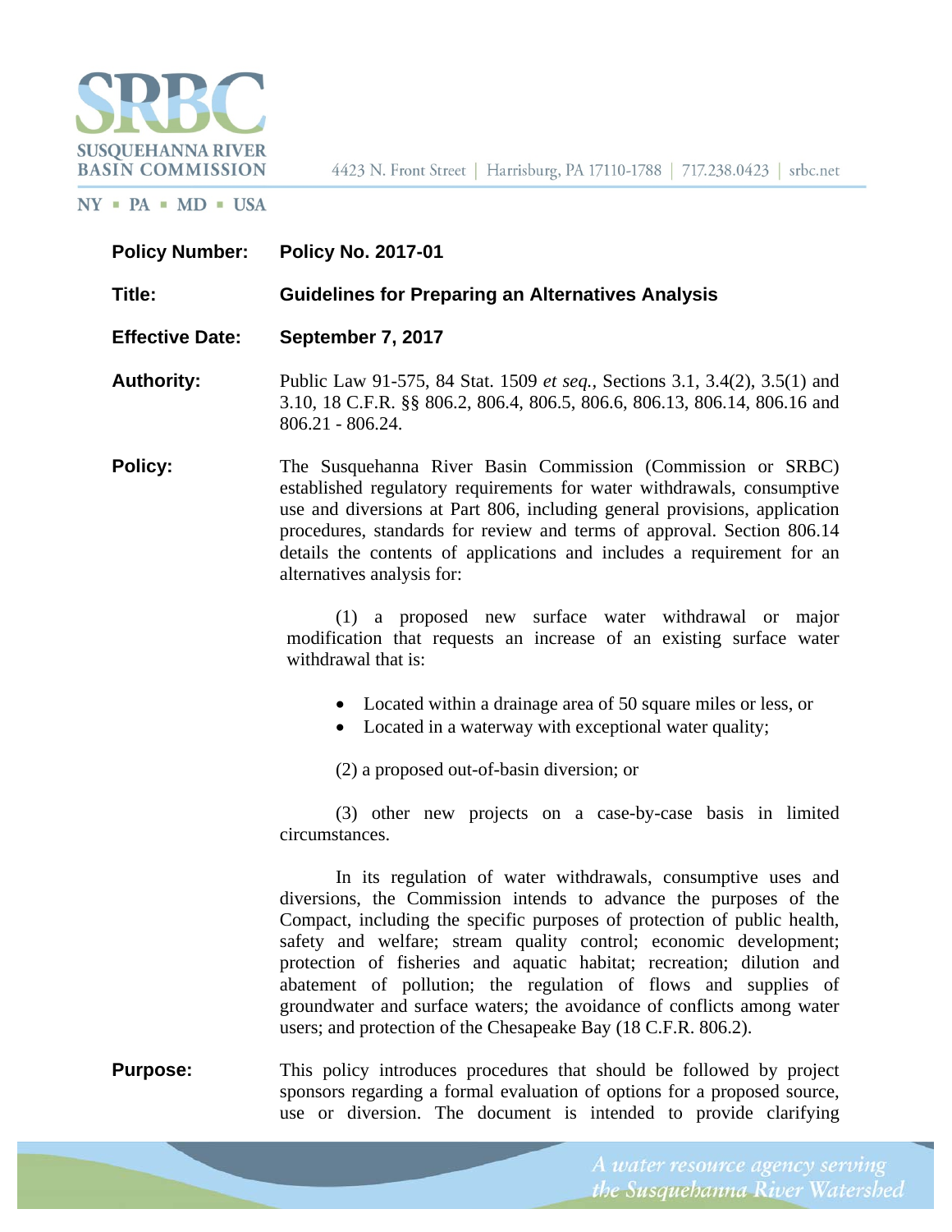SUSQUEHANNA RIVER BASIN COMMISSION

4423 N. Front Street | Harrisburg, PA 17110-1788 | 717.238.0423 | srbc.net

NY ▪ PA ▪ MD ▪ USA

**Policy Number:** **Policy No. 2017-01**

**Title:** **Guidelines for Preparing an Alternatives Analysis**

**Effective Date:** **September 7, 2017**

**Authority:** Public Law 91-575, 84 Stat. 1509 *et seq.*, Sections 3.1, 3.4(2), 3.5(1) and 3.10, 18 C.F.R. §§ 806.2, 806.4, 806.5, 806.6, 806.13, 806.14, 806.16 and 806.21 - 806.24.

**Policy:** The Susquehanna River Basin Commission (Commission or SRBC) established regulatory requirements for water withdrawals, consumptive use and diversions at Part 806, including general provisions, application procedures, standards for review and terms of approval. Section 806.14 details the contents of applications and includes a requirement for an alternatives analysis for:

(1) a proposed new surface water withdrawal or major modification that requests an increase of an existing surface water withdrawal that is:

- Located within a drainage area of 50 square miles or less, or
- Located in a waterway with exceptional water quality;

(2) a proposed out-of-basin diversion; or

(3) other new projects on a case-by-case basis in limited circumstances.

In its regulation of water withdrawals, consumptive uses and diversions, the Commission intends to advance the purposes of the Compact, including the specific purposes of protection of public health, safety and welfare; stream quality control; economic development; protection of fisheries and aquatic habitat; recreation; dilution and abatement of pollution; the regulation of flows and supplies of groundwater and surface waters; the avoidance of conflicts among water users; and protection of the Chesapeake Bay (18 C.F.R. 806.2).

**Purpose:** This policy introduces procedures that should be followed by project sponsors regarding a formal evaluation of options for a proposed source, use or diversion. The document is intended to provide clarifying

*A water resource agency serving the Susquehanna River Watershed*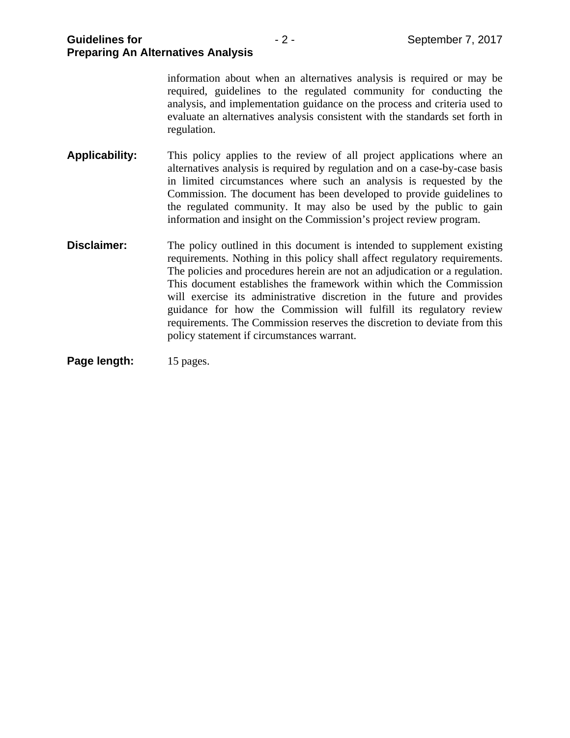information about when an alternatives analysis is required or may be required, guidelines to the regulated community for conducting the analysis, and implementation guidance on the process and criteria used to evaluate an alternatives analysis consistent with the standards set forth in regulation.

**Applicability:** This policy applies to the review of all project applications where an alternatives analysis is required by regulation and on a case-by-case basis in limited circumstances where such an analysis is requested by the Commission. The document has been developed to provide guidelines to the regulated community. It may also be used by the public to gain information and insight on the Commission's project review program.

**Disclaimer:** The policy outlined in this document is intended to supplement existing requirements. Nothing in this policy shall affect regulatory requirements. The policies and procedures herein are not an adjudication or a regulation. This document establishes the framework within which the Commission will exercise its administrative discretion in the future and provides guidance for how the Commission will fulfill its regulatory review requirements. The Commission reserves the discretion to deviate from this policy statement if circumstances warrant.

**Page length:** 15 pages.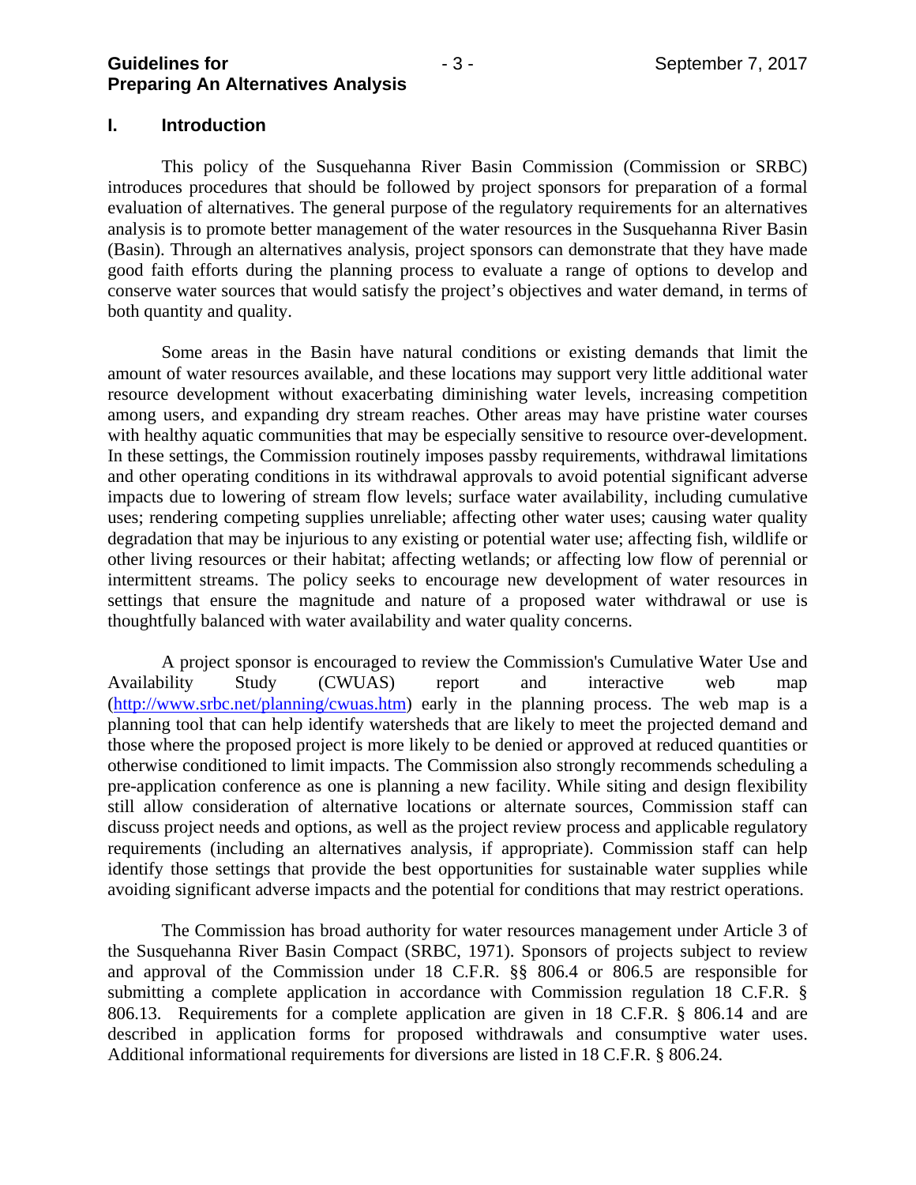## I. Introduction

This policy of the Susquehanna River Basin Commission (Commission or SRBC) introduces procedures that should be followed by project sponsors for preparation of a formal evaluation of alternatives. The general purpose of the regulatory requirements for an alternatives analysis is to promote better management of the water resources in the Susquehanna River Basin (Basin). Through an alternatives analysis, project sponsors can demonstrate that they have made good faith efforts during the planning process to evaluate a range of options to develop and conserve water sources that would satisfy the project's objectives and water demand, in terms of both quantity and quality.

Some areas in the Basin have natural conditions or existing demands that limit the amount of water resources available, and these locations may support very little additional water resource development without exacerbating diminishing water levels, increasing competition among users, and expanding dry stream reaches. Other areas may have pristine water courses with healthy aquatic communities that may be especially sensitive to resource over-development. In these settings, the Commission routinely imposes passby requirements, withdrawal limitations and other operating conditions in its withdrawal approvals to avoid potential significant adverse impacts due to lowering of stream flow levels; surface water availability, including cumulative uses; rendering competing supplies unreliable; affecting other water uses; causing water quality degradation that may be injurious to any existing or potential water use; affecting fish, wildlife or other living resources or their habitat; affecting wetlands; or affecting low flow of perennial or intermittent streams. The policy seeks to encourage new development of water resources in settings that ensure the magnitude and nature of a proposed water withdrawal or use is thoughtfully balanced with water availability and water quality concerns.

A project sponsor is encouraged to review the Commission's Cumulative Water Use and Availability Study (CWUAS) report and interactive web map (http://www.srbc.net/planning/cwuas.htm) early in the planning process. The web map is a planning tool that can help identify watersheds that are likely to meet the projected demand and those where the proposed project is more likely to be denied or approved at reduced quantities or otherwise conditioned to limit impacts. The Commission also strongly recommends scheduling a pre-application conference as one is planning a new facility. While siting and design flexibility still allow consideration of alternative locations or alternate sources, Commission staff can discuss project needs and options, as well as the project review process and applicable regulatory requirements (including an alternatives analysis, if appropriate). Commission staff can help identify those settings that provide the best opportunities for sustainable water supplies while avoiding significant adverse impacts and the potential for conditions that may restrict operations.

The Commission has broad authority for water resources management under Article 3 of the Susquehanna River Basin Compact (SRBC, 1971). Sponsors of projects subject to review and approval of the Commission under 18 C.F.R. §§ 806.4 or 806.5 are responsible for submitting a complete application in accordance with Commission regulation 18 C.F.R. § 806.13. Requirements for a complete application are given in 18 C.F.R. § 806.14 and are described in application forms for proposed withdrawals and consumptive water uses. Additional informational requirements for diversions are listed in 18 C.F.R. § 806.24.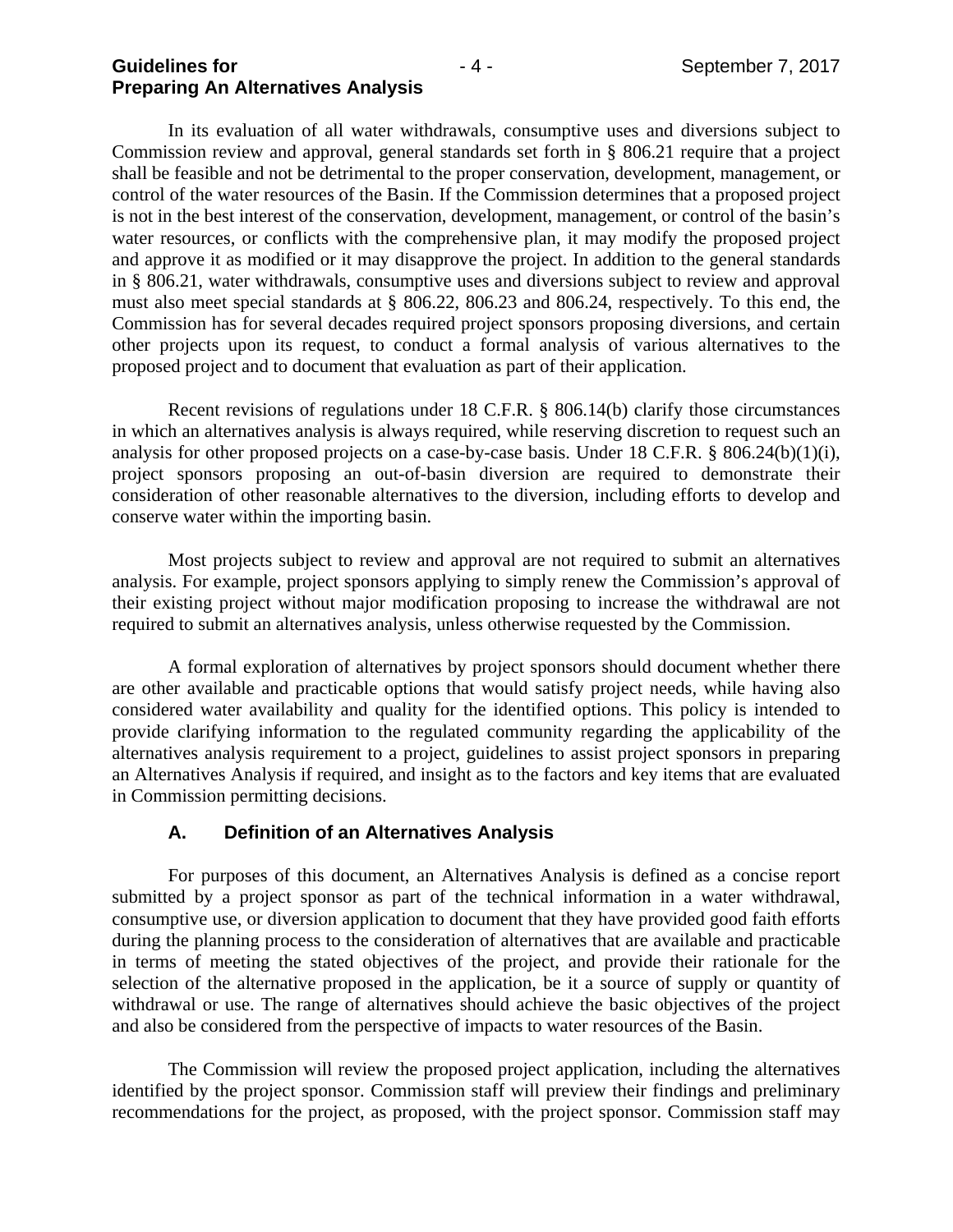In its evaluation of all water withdrawals, consumptive uses and diversions subject to Commission review and approval, general standards set forth in § 806.21 require that a project shall be feasible and not be detrimental to the proper conservation, development, management, or control of the water resources of the Basin. If the Commission determines that a proposed project is not in the best interest of the conservation, development, management, or control of the basin's water resources, or conflicts with the comprehensive plan, it may modify the proposed project and approve it as modified or it may disapprove the project. In addition to the general standards in § 806.21, water withdrawals, consumptive uses and diversions subject to review and approval must also meet special standards at § 806.22, 806.23 and 806.24, respectively. To this end, the Commission has for several decades required project sponsors proposing diversions, and certain other projects upon its request, to conduct a formal analysis of various alternatives to the proposed project and to document that evaluation as part of their application.

Recent revisions of regulations under 18 C.F.R. § 806.14(b) clarify those circumstances in which an alternatives analysis is always required, while reserving discretion to request such an analysis for other proposed projects on a case-by-case basis. Under 18 C.F.R. § 806.24(b)(1)(i), project sponsors proposing an out-of-basin diversion are required to demonstrate their consideration of other reasonable alternatives to the diversion, including efforts to develop and conserve water within the importing basin.

Most projects subject to review and approval are not required to submit an alternatives analysis. For example, project sponsors applying to simply renew the Commission's approval of their existing project without major modification proposing to increase the withdrawal are not required to submit an alternatives analysis, unless otherwise requested by the Commission.

A formal exploration of alternatives by project sponsors should document whether there are other available and practicable options that would satisfy project needs, while having also considered water availability and quality for the identified options. This policy is intended to provide clarifying information to the regulated community regarding the applicability of the alternatives analysis requirement to a project, guidelines to assist project sponsors in preparing an Alternatives Analysis if required, and insight as to the factors and key items that are evaluated in Commission permitting decisions.

## A. Definition of an Alternatives Analysis

For purposes of this document, an Alternatives Analysis is defined as a concise report submitted by a project sponsor as part of the technical information in a water withdrawal, consumptive use, or diversion application to document that they have provided good faith efforts during the planning process to the consideration of alternatives that are available and practicable in terms of meeting the stated objectives of the project, and provide their rationale for the selection of the alternative proposed in the application, be it a source of supply or quantity of withdrawal or use. The range of alternatives should achieve the basic objectives of the project and also be considered from the perspective of impacts to water resources of the Basin.

The Commission will review the proposed project application, including the alternatives identified by the project sponsor. Commission staff will preview their findings and preliminary recommendations for the project, as proposed, with the project sponsor. Commission staff may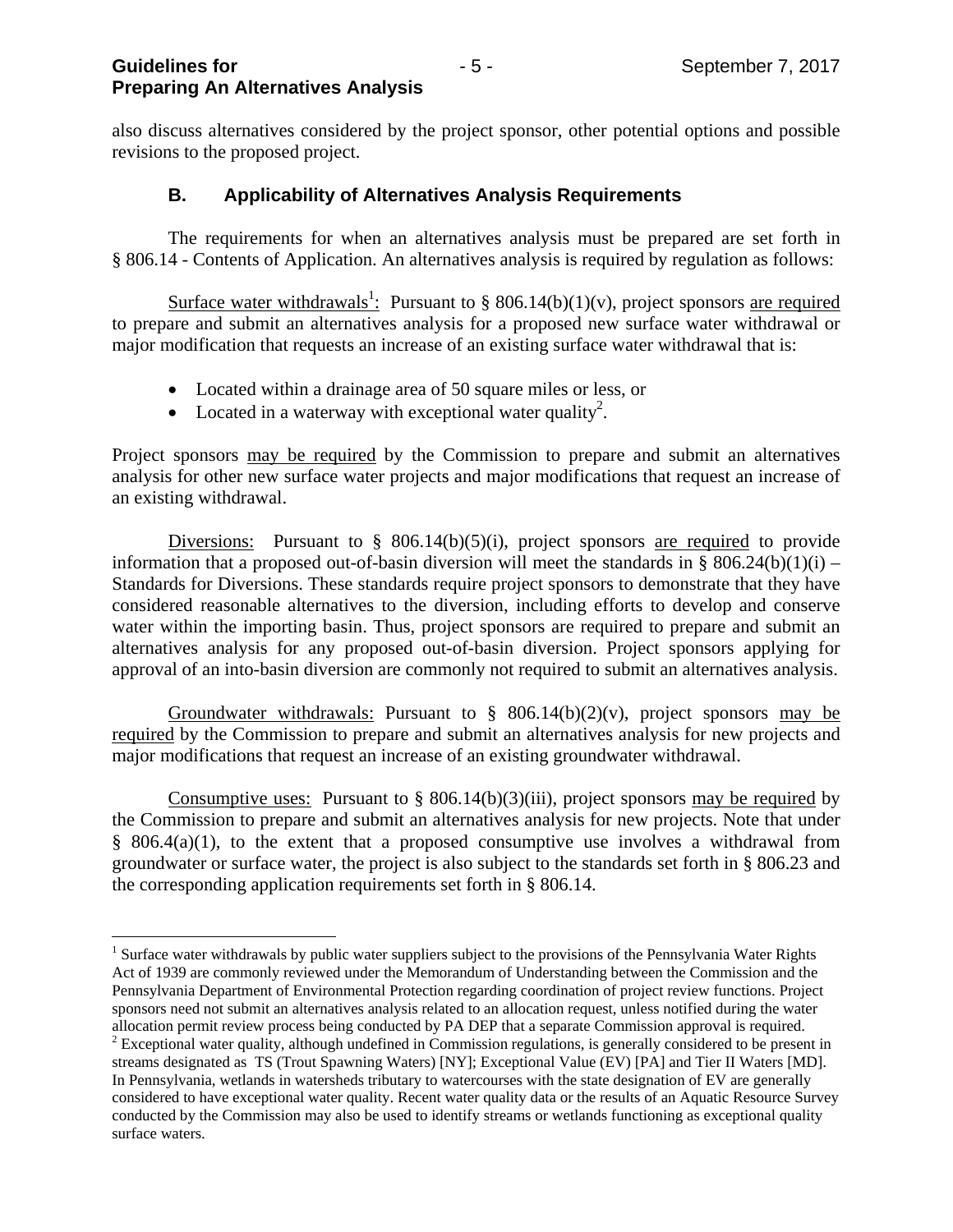also discuss alternatives considered by the project sponsor, other potential options and possible revisions to the proposed project.

### B. Applicability of Alternatives Analysis Requirements

The requirements for when an alternatives analysis must be prepared are set forth in § 806.14 - Contents of Application. An alternatives analysis is required by regulation as follows:

Surface water withdrawals[1]: Pursuant to § 806.14(b)(1)(v), project sponsors are required to prepare and submit an alternatives analysis for a proposed new surface water withdrawal or major modification that requests an increase of an existing surface water withdrawal that is:

- Located within a drainage area of 50 square miles or less, or
- Located in a waterway with exceptional water quality[2].

Project sponsors may be required by the Commission to prepare and submit an alternatives analysis for other new surface water projects and major modifications that request an increase of an existing withdrawal.

Diversions: Pursuant to § 806.14(b)(5)(i), project sponsors are required to provide information that a proposed out-of-basin diversion will meet the standards in § 806.24(b)(1)(i) – Standards for Diversions. These standards require project sponsors to demonstrate that they have considered reasonable alternatives to the diversion, including efforts to develop and conserve water within the importing basin. Thus, project sponsors are required to prepare and submit an alternatives analysis for any proposed out-of-basin diversion. Project sponsors applying for approval of an into-basin diversion are commonly not required to submit an alternatives analysis.

Groundwater withdrawals: Pursuant to § 806.14(b)(2)(v), project sponsors may be required by the Commission to prepare and submit an alternatives analysis for new projects and major modifications that request an increase of an existing groundwater withdrawal.

Consumptive uses: Pursuant to § 806.14(b)(3)(iii), project sponsors may be required by the Commission to prepare and submit an alternatives analysis for new projects. Note that under § 806.4(a)(1), to the extent that a proposed consumptive use involves a withdrawal from groundwater or surface water, the project is also subject to the standards set forth in § 806.23 and the corresponding application requirements set forth in § 806.14.

---

[1] Surface water withdrawals by public water suppliers subject to the provisions of the Pennsylvania Water Rights Act of 1939 are commonly reviewed under the Memorandum of Understanding between the Commission and the Pennsylvania Department of Environmental Protection regarding coordination of project review functions. Project sponsors need not submit an alternatives analysis related to an allocation request, unless notified during the water allocation permit review process being conducted by PA DEP that a separate Commission approval is required.

[2] Exceptional water quality, although undefined in Commission regulations, is generally considered to be present in streams designated as TS (Trout Spawning Waters) [NY]; Exceptional Value (EV) [PA] and Tier II Waters [MD]. In Pennsylvania, wetlands in watersheds tributary to watercourses with the state designation of EV are generally considered to have exceptional water quality. Recent water quality data or the results of an Aquatic Resource Survey conducted by the Commission may also be used to identify streams or wetlands functioning as exceptional quality surface waters.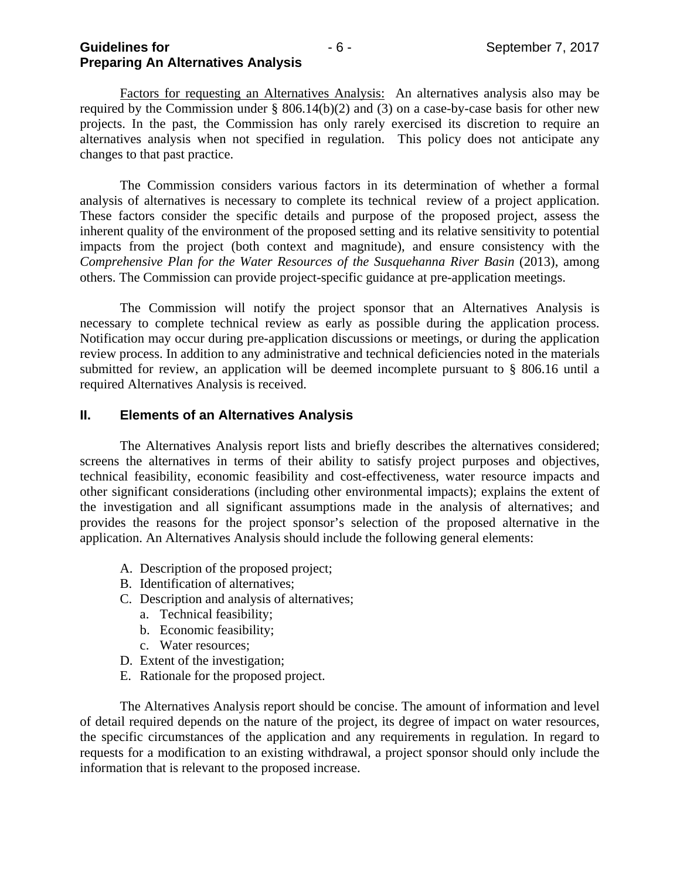Factors for requesting an Alternatives Analysis: An alternatives analysis also may be required by the Commission under § 806.14(b)(2) and (3) on a case-by-case basis for other new projects. In the past, the Commission has only rarely exercised its discretion to require an alternatives analysis when not specified in regulation. This policy does not anticipate any changes to that past practice.

The Commission considers various factors in its determination of whether a formal analysis of alternatives is necessary to complete its technical review of a project application. These factors consider the specific details and purpose of the proposed project, assess the inherent quality of the environment of the proposed setting and its relative sensitivity to potential impacts from the project (both context and magnitude), and ensure consistency with the *Comprehensive Plan for the Water Resources of the Susquehanna River Basin* (2013), among others. The Commission can provide project-specific guidance at pre-application meetings.

The Commission will notify the project sponsor that an Alternatives Analysis is necessary to complete technical review as early as possible during the application process. Notification may occur during pre-application discussions or meetings, or during the application review process. In addition to any administrative and technical deficiencies noted in the materials submitted for review, an application will be deemed incomplete pursuant to § 806.16 until a required Alternatives Analysis is received.

## II. Elements of an Alternatives Analysis

The Alternatives Analysis report lists and briefly describes the alternatives considered; screens the alternatives in terms of their ability to satisfy project purposes and objectives, technical feasibility, economic feasibility and cost-effectiveness, water resource impacts and other significant considerations (including other environmental impacts); explains the extent of the investigation and all significant assumptions made in the analysis of alternatives; and provides the reasons for the project sponsor's selection of the proposed alternative in the application. An Alternatives Analysis should include the following general elements:

A. Description of the proposed project;
B. Identification of alternatives;
C. Description and analysis of alternatives;
   a. Technical feasibility;
   b. Economic feasibility;
   c. Water resources;
D. Extent of the investigation;
E. Rationale for the proposed project.

The Alternatives Analysis report should be concise. The amount of information and level of detail required depends on the nature of the project, its degree of impact on water resources, the specific circumstances of the application and any requirements in regulation. In regard to requests for a modification to an existing withdrawal, a project sponsor should only include the information that is relevant to the proposed increase.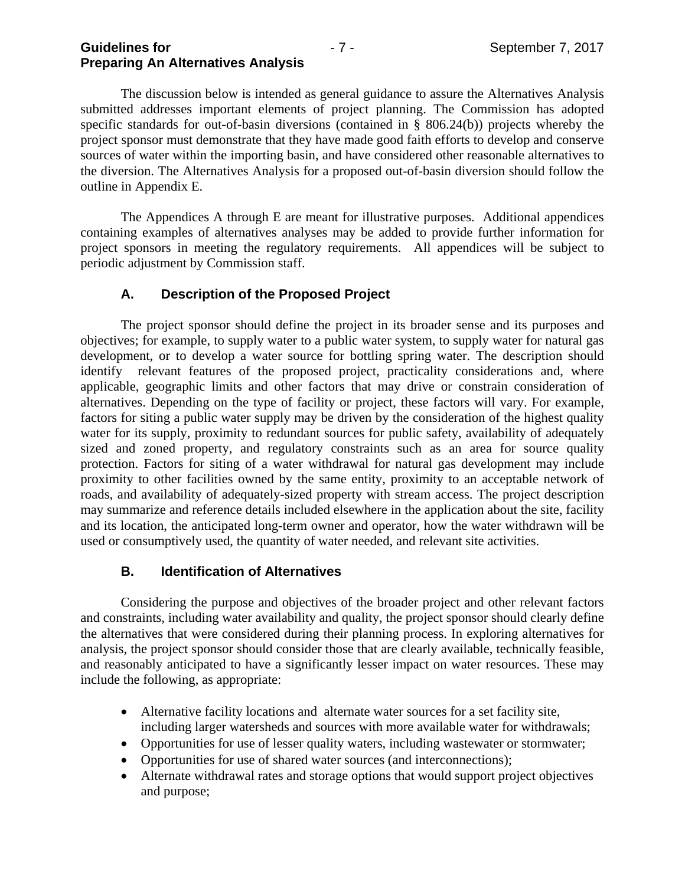The discussion below is intended as general guidance to assure the Alternatives Analysis submitted addresses important elements of project planning. The Commission has adopted specific standards for out-of-basin diversions (contained in § 806.24(b)) projects whereby the project sponsor must demonstrate that they have made good faith efforts to develop and conserve sources of water within the importing basin, and have considered other reasonable alternatives to the diversion. The Alternatives Analysis for a proposed out-of-basin diversion should follow the outline in Appendix E.

The Appendices A through E are meant for illustrative purposes. Additional appendices containing examples of alternatives analyses may be added to provide further information for project sponsors in meeting the regulatory requirements. All appendices will be subject to periodic adjustment by Commission staff.

### A. Description of the Proposed Project

The project sponsor should define the project in its broader sense and its purposes and objectives; for example, to supply water to a public water system, to supply water for natural gas development, or to develop a water source for bottling spring water. The description should identify relevant features of the proposed project, practicality considerations and, where applicable, geographic limits and other factors that may drive or constrain consideration of alternatives. Depending on the type of facility or project, these factors will vary. For example, factors for siting a public water supply may be driven by the consideration of the highest quality water for its supply, proximity to redundant sources for public safety, availability of adequately sized and zoned property, and regulatory constraints such as an area for source quality protection. Factors for siting of a water withdrawal for natural gas development may include proximity to other facilities owned by the same entity, proximity to an acceptable network of roads, and availability of adequately-sized property with stream access. The project description may summarize and reference details included elsewhere in the application about the site, facility and its location, the anticipated long-term owner and operator, how the water withdrawn will be used or consumptively used, the quantity of water needed, and relevant site activities.

### B. Identification of Alternatives

Considering the purpose and objectives of the broader project and other relevant factors and constraints, including water availability and quality, the project sponsor should clearly define the alternatives that were considered during their planning process. In exploring alternatives for analysis, the project sponsor should consider those that are clearly available, technically feasible, and reasonably anticipated to have a significantly lesser impact on water resources. These may include the following, as appropriate:

- Alternative facility locations and alternate water sources for a set facility site, including larger watersheds and sources with more available water for withdrawals;
- Opportunities for use of lesser quality waters, including wastewater or stormwater;
- Opportunities for use of shared water sources (and interconnections);
- Alternate withdrawal rates and storage options that would support project objectives and purpose;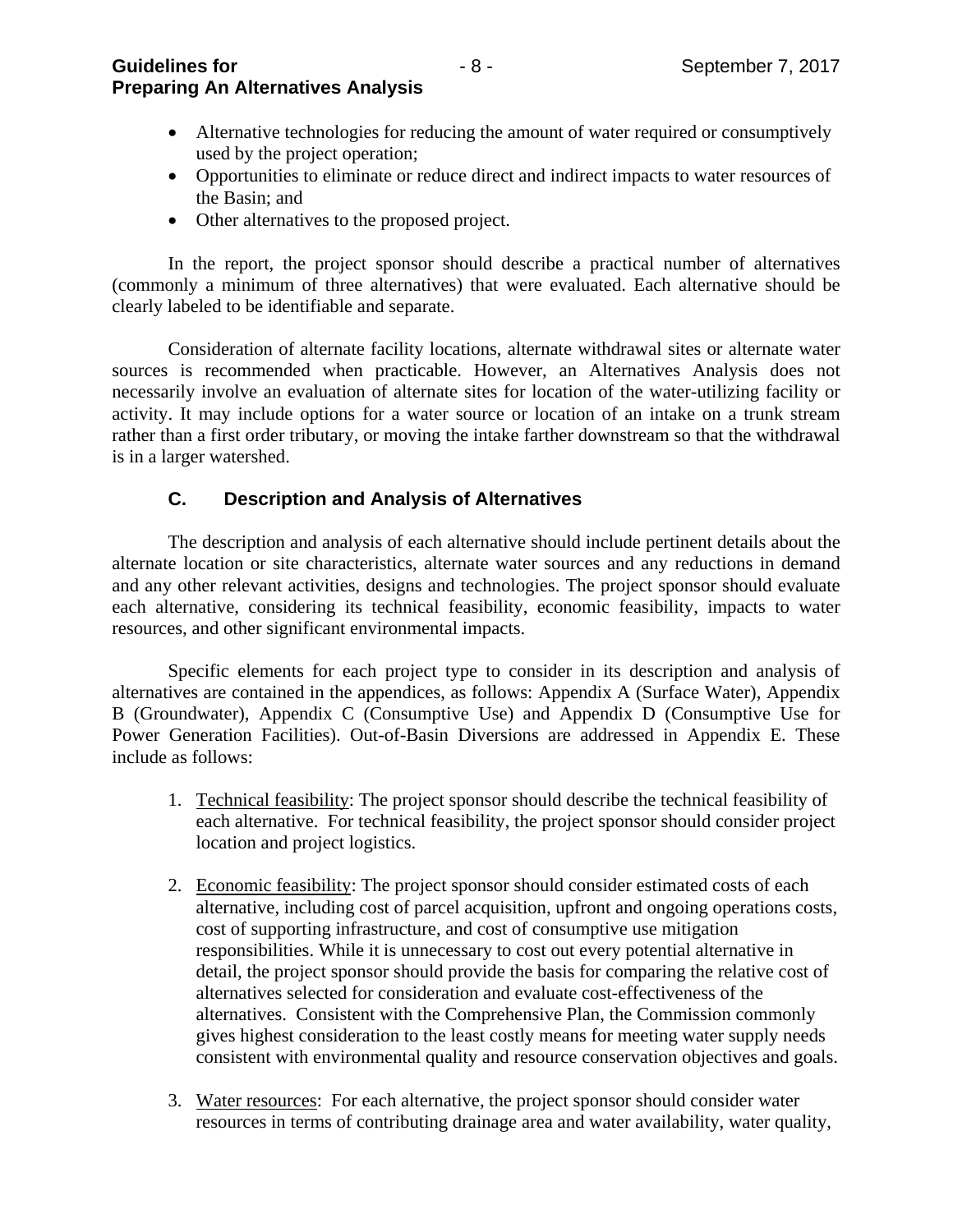- Alternative technologies for reducing the amount of water required or consumptively used by the project operation;
- Opportunities to eliminate or reduce direct and indirect impacts to water resources of the Basin; and
- Other alternatives to the proposed project.

In the report, the project sponsor should describe a practical number of alternatives (commonly a minimum of three alternatives) that were evaluated. Each alternative should be clearly labeled to be identifiable and separate.

Consideration of alternate facility locations, alternate withdrawal sites or alternate water sources is recommended when practicable. However, an Alternatives Analysis does not necessarily involve an evaluation of alternate sites for location of the water-utilizing facility or activity. It may include options for a water source or location of an intake on a trunk stream rather than a first order tributary, or moving the intake farther downstream so that the withdrawal is in a larger watershed.

### C. Description and Analysis of Alternatives

The description and analysis of each alternative should include pertinent details about the alternate location or site characteristics, alternate water sources and any reductions in demand and any other relevant activities, designs and technologies. The project sponsor should evaluate each alternative, considering its technical feasibility, economic feasibility, impacts to water resources, and other significant environmental impacts.

Specific elements for each project type to consider in its description and analysis of alternatives are contained in the appendices, as follows: Appendix A (Surface Water), Appendix B (Groundwater), Appendix C (Consumptive Use) and Appendix D (Consumptive Use for Power Generation Facilities). Out-of-Basin Diversions are addressed in Appendix E. These include as follows:

1. Technical feasibility: The project sponsor should describe the technical feasibility of each alternative. For technical feasibility, the project sponsor should consider project location and project logistics.

2. Economic feasibility: The project sponsor should consider estimated costs of each alternative, including cost of parcel acquisition, upfront and ongoing operations costs, cost of supporting infrastructure, and cost of consumptive use mitigation responsibilities. While it is unnecessary to cost out every potential alternative in detail, the project sponsor should provide the basis for comparing the relative cost of alternatives selected for consideration and evaluate cost-effectiveness of the alternatives. Consistent with the Comprehensive Plan, the Commission commonly gives highest consideration to the least costly means for meeting water supply needs consistent with environmental quality and resource conservation objectives and goals.

3. Water resources: For each alternative, the project sponsor should consider water resources in terms of contributing drainage area and water availability, water quality,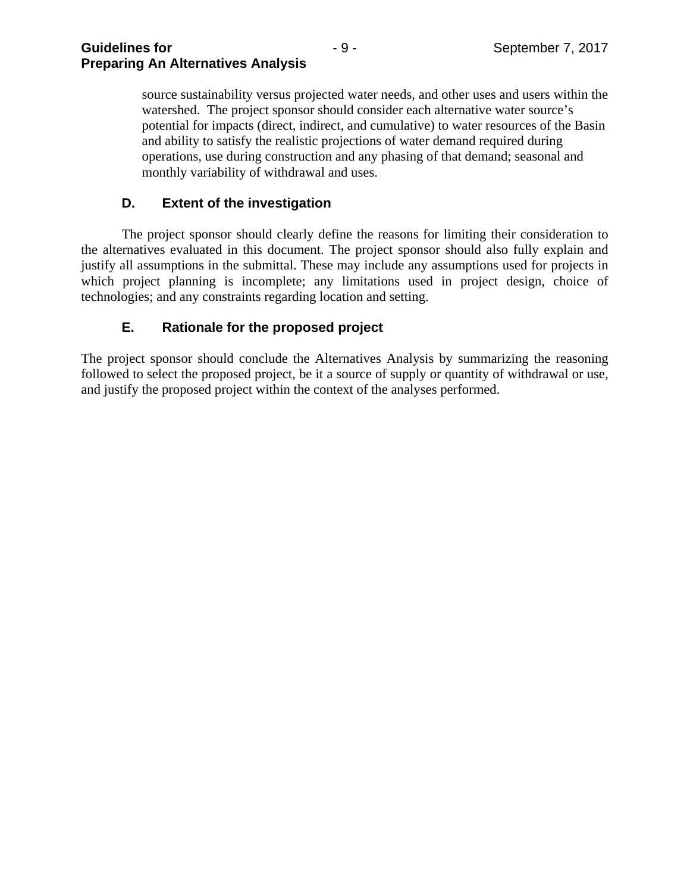source sustainability versus projected water needs, and other uses and users within the watershed. The project sponsor should consider each alternative water source's potential for impacts (direct, indirect, and cumulative) to water resources of the Basin and ability to satisfy the realistic projections of water demand required during operations, use during construction and any phasing of that demand; seasonal and monthly variability of withdrawal and uses.

### D. Extent of the investigation

The project sponsor should clearly define the reasons for limiting their consideration to the alternatives evaluated in this document. The project sponsor should also fully explain and justify all assumptions in the submittal. These may include any assumptions used for projects in which project planning is incomplete; any limitations used in project design, choice of technologies; and any constraints regarding location and setting.

### E. Rationale for the proposed project

The project sponsor should conclude the Alternatives Analysis by summarizing the reasoning followed to select the proposed project, be it a source of supply or quantity of withdrawal or use, and justify the proposed project within the context of the analyses performed.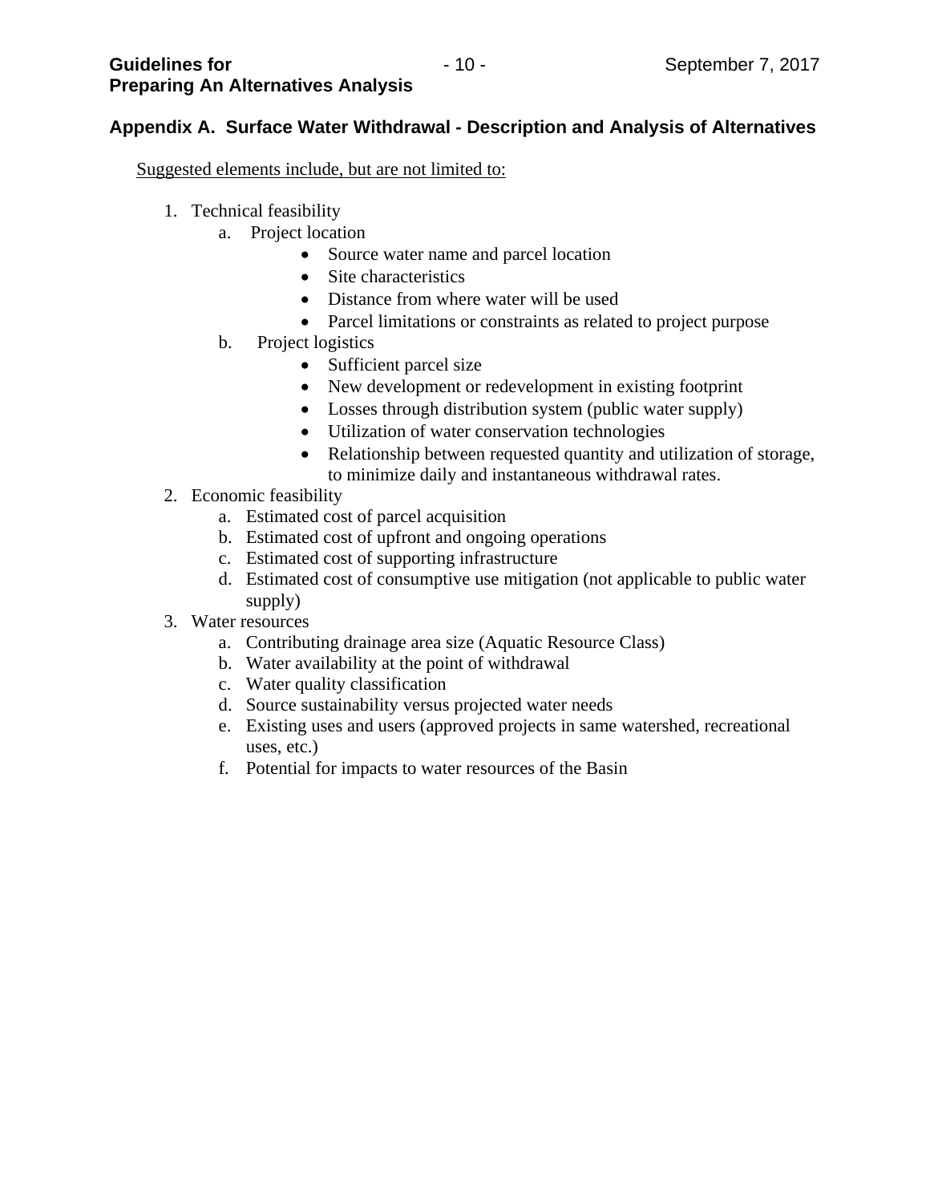## Appendix A. Surface Water Withdrawal - Description and Analysis of Alternatives

<u>Suggested elements include, but are not limited to:</u>

1. Technical feasibility
    a. Project location
        - Source water name and parcel location
        - Site characteristics
        - Distance from where water will be used
        - Parcel limitations or constraints as related to project purpose
    b. Project logistics
        - Sufficient parcel size
        - New development or redevelopment in existing footprint
        - Losses through distribution system (public water supply)
        - Utilization of water conservation technologies
        - Relationship between requested quantity and utilization of storage, to minimize daily and instantaneous withdrawal rates.
2. Economic feasibility
    a. Estimated cost of parcel acquisition
    b. Estimated cost of upfront and ongoing operations
    c. Estimated cost of supporting infrastructure
    d. Estimated cost of consumptive use mitigation (not applicable to public water supply)
3. Water resources
    a. Contributing drainage area size (Aquatic Resource Class)
    b. Water availability at the point of withdrawal
    c. Water quality classification
    d. Source sustainability versus projected water needs
    e. Existing uses and users (approved projects in same watershed, recreational uses, etc.)
    f. Potential for impacts to water resources of the Basin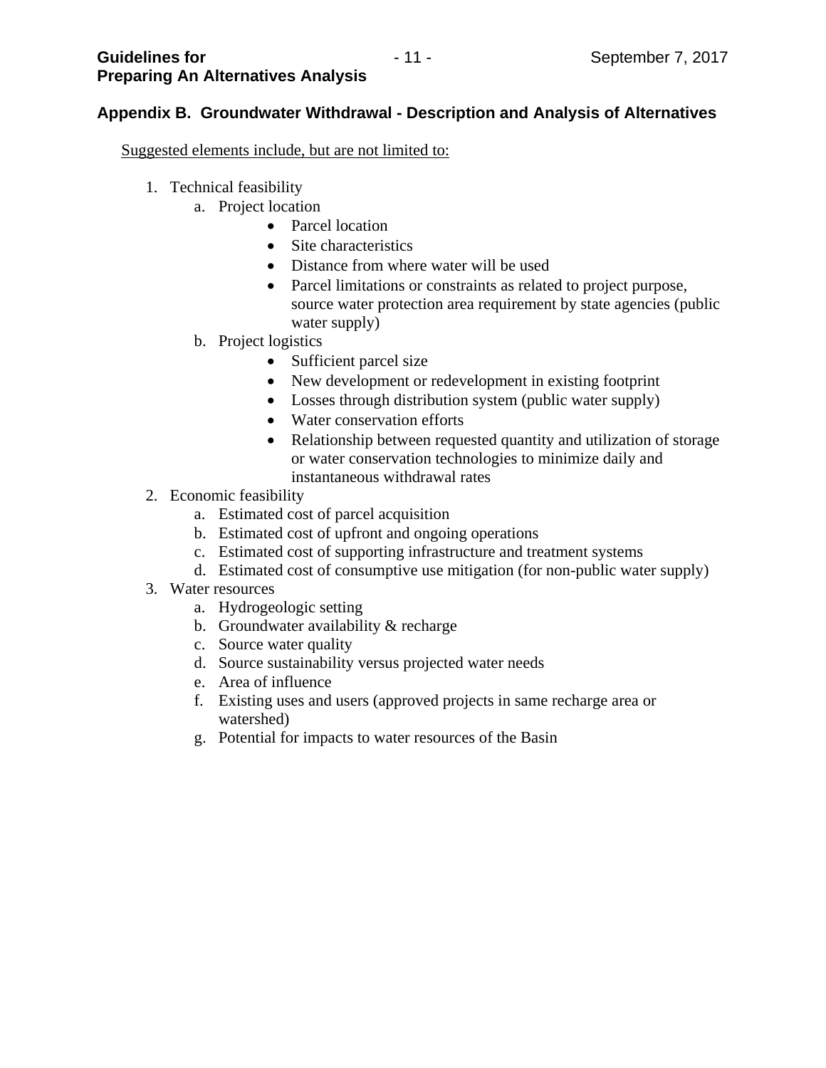## Appendix B. Groundwater Withdrawal - Description and Analysis of Alternatives

Suggested elements include, but are not limited to:

1. Technical feasibility
    a. Project location
        - Parcel location
        - Site characteristics
        - Distance from where water will be used
        - Parcel limitations or constraints as related to project purpose, source water protection area requirement by state agencies (public water supply)

    b. Project logistics
        - Sufficient parcel size
        - New development or redevelopment in existing footprint
        - Losses through distribution system (public water supply)
        - Water conservation efforts
        - Relationship between requested quantity and utilization of storage or water conservation technologies to minimize daily and instantaneous withdrawal rates
2. Economic feasibility
    a. Estimated cost of parcel acquisition
    b. Estimated cost of upfront and ongoing operations
    c. Estimated cost of supporting infrastructure and treatment systems
    d. Estimated cost of consumptive use mitigation (for non-public water supply)
3. Water resources
    a. Hydrogeologic setting
    b. Groundwater availability & recharge
    c. Source water quality
    d. Source sustainability versus projected water needs
    e. Area of influence
    f. Existing uses and users (approved projects in same recharge area or watershed)
    g. Potential for impacts to water resources of the Basin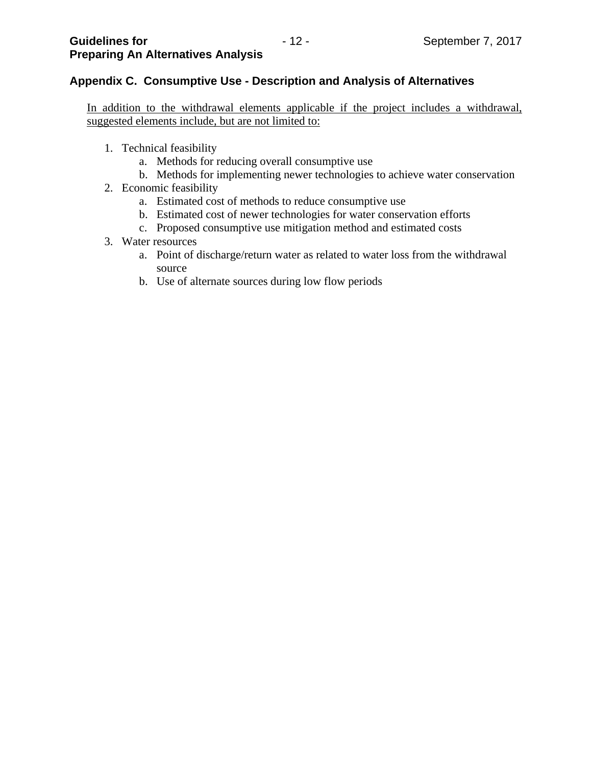## Appendix C. Consumptive Use - Description and Analysis of Alternatives

In addition to the withdrawal elements applicable if the project includes a withdrawal, suggested elements include, but are not limited to:

1. Technical feasibility
   a. Methods for reducing overall consumptive use
   b. Methods for implementing newer technologies to achieve water conservation
2. Economic feasibility
   a. Estimated cost of methods to reduce consumptive use
   b. Estimated cost of newer technologies for water conservation efforts
   c. Proposed consumptive use mitigation method and estimated costs
3. Water resources
   a. Point of discharge/return water as related to water loss from the withdrawal source
   b. Use of alternate sources during low flow periods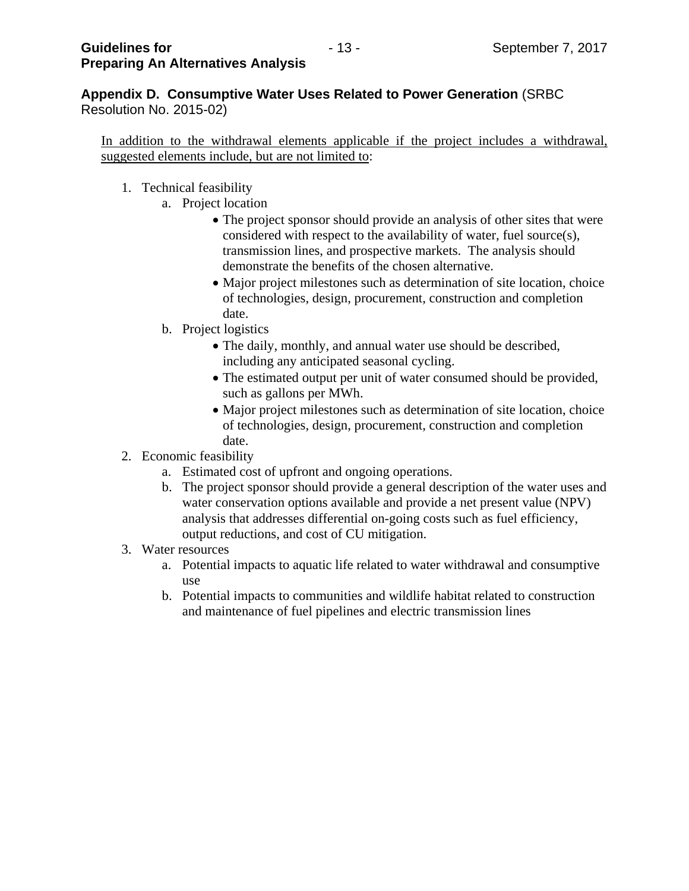## Appendix D. Consumptive Water Uses Related to Power Generation (SRBC Resolution No. 2015-02)

In addition to the withdrawal elements applicable if the project includes a withdrawal, suggested elements include, but are not limited to:

1. Technical feasibility
   a. Project location
      - The project sponsor should provide an analysis of other sites that were considered with respect to the availability of water, fuel source(s), transmission lines, and prospective markets. The analysis should demonstrate the benefits of the chosen alternative.
      - Major project milestones such as determination of site location, choice of technologies, design, procurement, construction and completion date.

   b. Project logistics
      - The daily, monthly, and annual water use should be described, including any anticipated seasonal cycling.
      - The estimated output per unit of water consumed should be provided, such as gallons per MWh.
      - Major project milestones such as determination of site location, choice of technologies, design, procurement, construction and completion date.
2. Economic feasibility
   a. Estimated cost of upfront and ongoing operations.
   b. The project sponsor should provide a general description of the water uses and water conservation options available and provide a net present value (NPV) analysis that addresses differential on-going costs such as fuel efficiency, output reductions, and cost of CU mitigation.
3. Water resources
   a. Potential impacts to aquatic life related to water withdrawal and consumptive use
   b. Potential impacts to communities and wildlife habitat related to construction and maintenance of fuel pipelines and electric transmission lines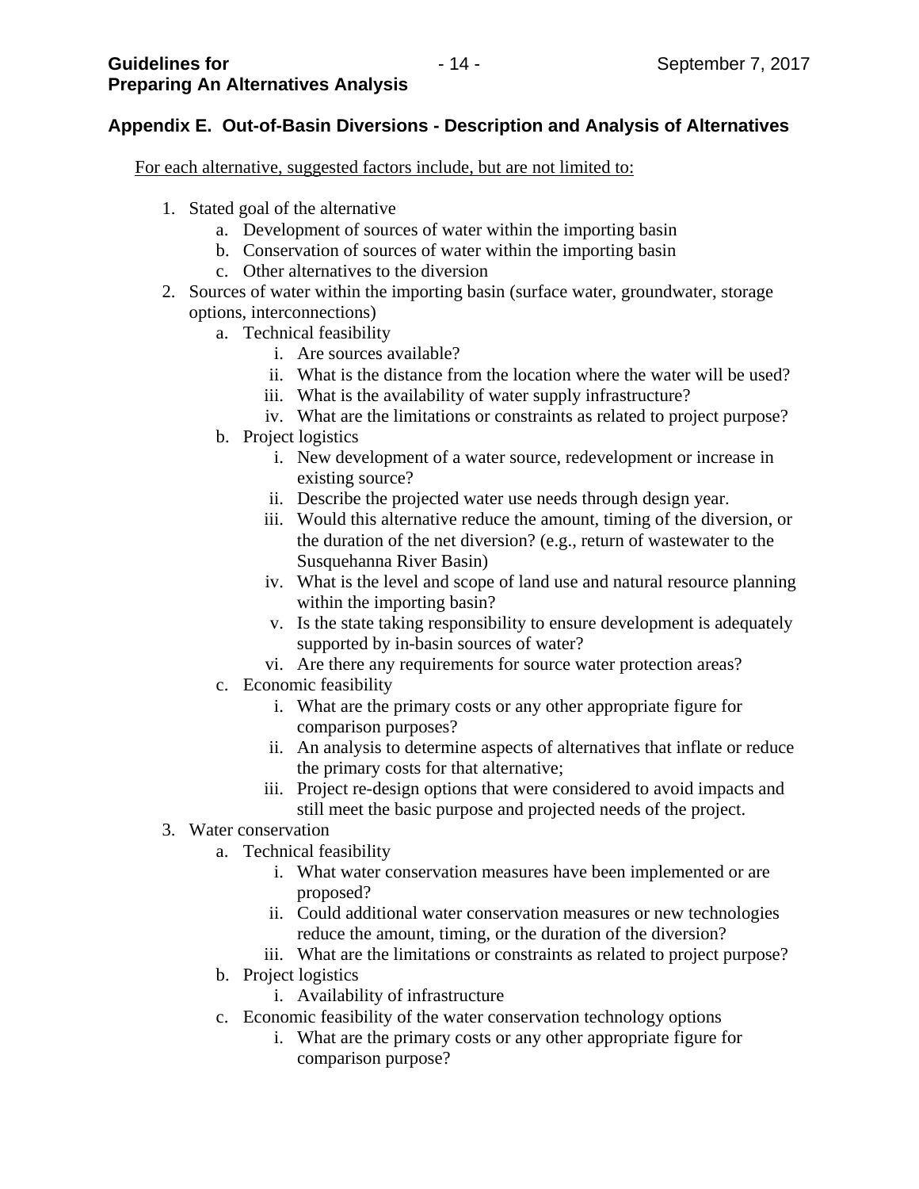## Appendix E. Out-of-Basin Diversions - Description and Analysis of Alternatives

For each alternative, suggested factors include, but are not limited to:

1. Stated goal of the alternative
    a. Development of sources of water within the importing basin
    b. Conservation of sources of water within the importing basin
    c. Other alternatives to the diversion
2. Sources of water within the importing basin (surface water, groundwater, storage options, interconnections)
    a. Technical feasibility
        i. Are sources available?
        ii. What is the distance from the location where the water will be used?
        iii. What is the availability of water supply infrastructure?
        iv. What are the limitations or constraints as related to project purpose?
    b. Project logistics
        i. New development of a water source, redevelopment or increase in existing source?
        ii. Describe the projected water use needs through design year.
        iii. Would this alternative reduce the amount, timing of the diversion, or the duration of the net diversion? (e.g., return of wastewater to the Susquehanna River Basin)
        iv. What is the level and scope of land use and natural resource planning within the importing basin?
        v. Is the state taking responsibility to ensure development is adequately supported by in-basin sources of water?
        vi. Are there any requirements for source water protection areas?
    c. Economic feasibility
        i. What are the primary costs or any other appropriate figure for comparison purposes?
        ii. An analysis to determine aspects of alternatives that inflate or reduce the primary costs for that alternative;
        iii. Project re-design options that were considered to avoid impacts and still meet the basic purpose and projected needs of the project.
3. Water conservation
    a. Technical feasibility
        i. What water conservation measures have been implemented or are proposed?
        ii. Could additional water conservation measures or new technologies reduce the amount, timing, or the duration of the diversion?
        iii. What are the limitations or constraints as related to project purpose?
    b. Project logistics
        i. Availability of infrastructure
    c. Economic feasibility of the water conservation technology options
        i. What are the primary costs or any other appropriate figure for comparison purpose?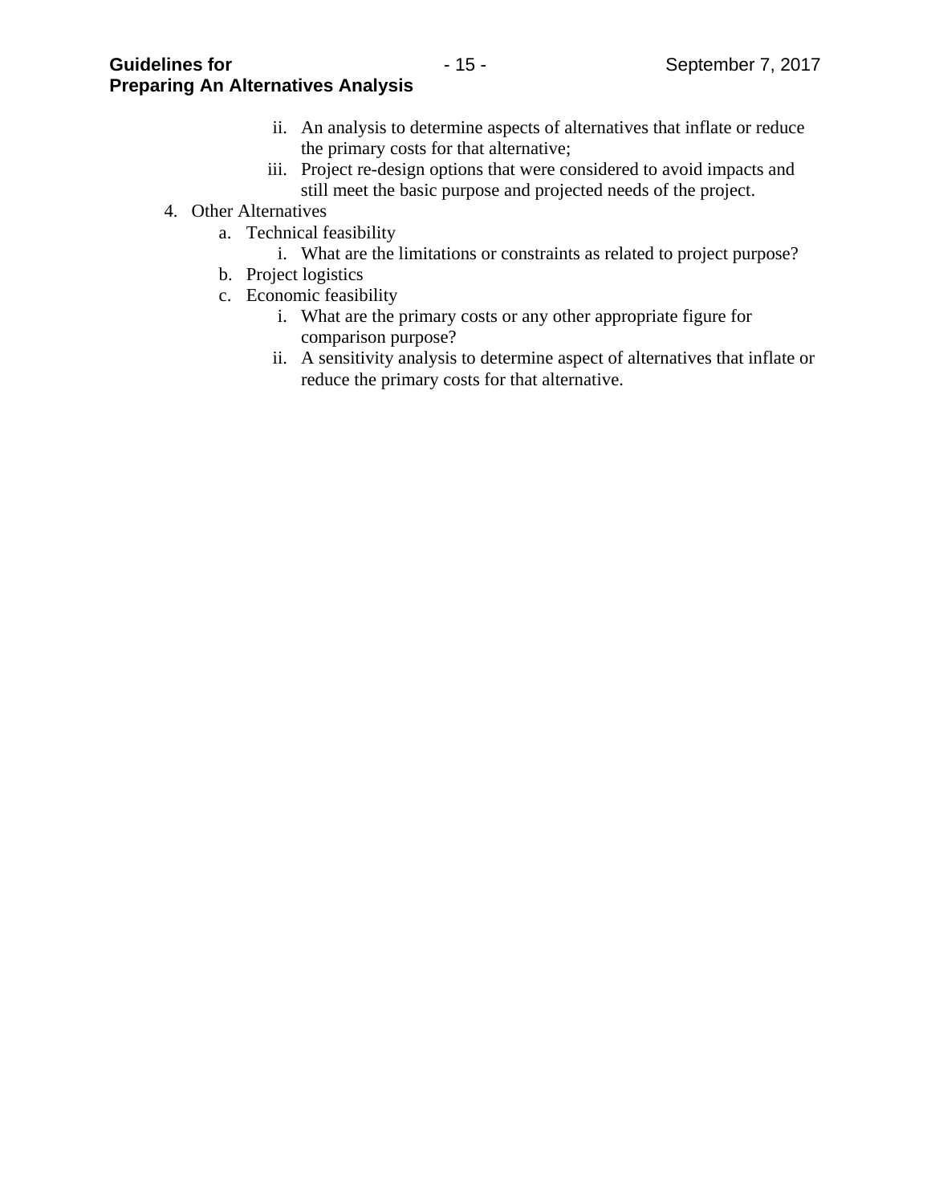ii. An analysis to determine aspects of alternatives that inflate or reduce the primary costs for that alternative;
      iii. Project re-design options that were considered to avoid impacts and still meet the basic purpose and projected needs of the project.

4. Other Alternatives
   a. Technical feasibility
      i. What are the limitations or constraints as related to project purpose?
   b. Project logistics
   c. Economic feasibility
      i. What are the primary costs or any other appropriate figure for comparison purpose?
      ii. A sensitivity analysis to determine aspect of alternatives that inflate or reduce the primary costs for that alternative.